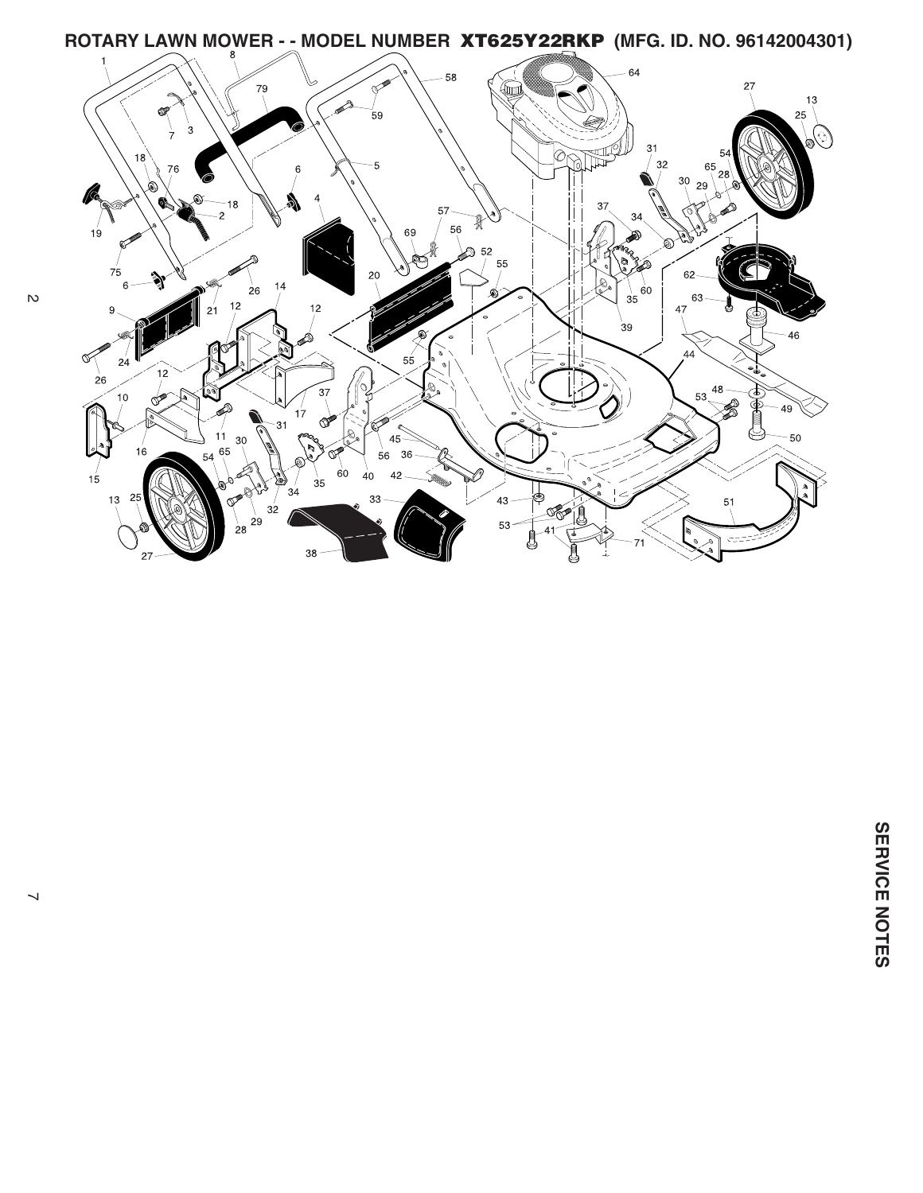# ROTARY LAWN MOWER - - MODEL NUMBER XT625Y22RKP (MFG. ID. NO. 96142004301)

1 8 79 58 64 27 13 25 7 3 59 5 31 32 54 18 76 6 65 28 30 29 19 18 2 4 57 37 34 75 69 56 52 55 60 6 26 14 20 35 62 9 21 12 12 63 47 39 46 24 55 26 44 12 37 48 10 53 49 17 31 11 45 50 16 30 56 36 15 54 65 60 40 42 35 34 32 33 51 13 25 28 29 43 53 41 71 27 38

# SERVICE NOTES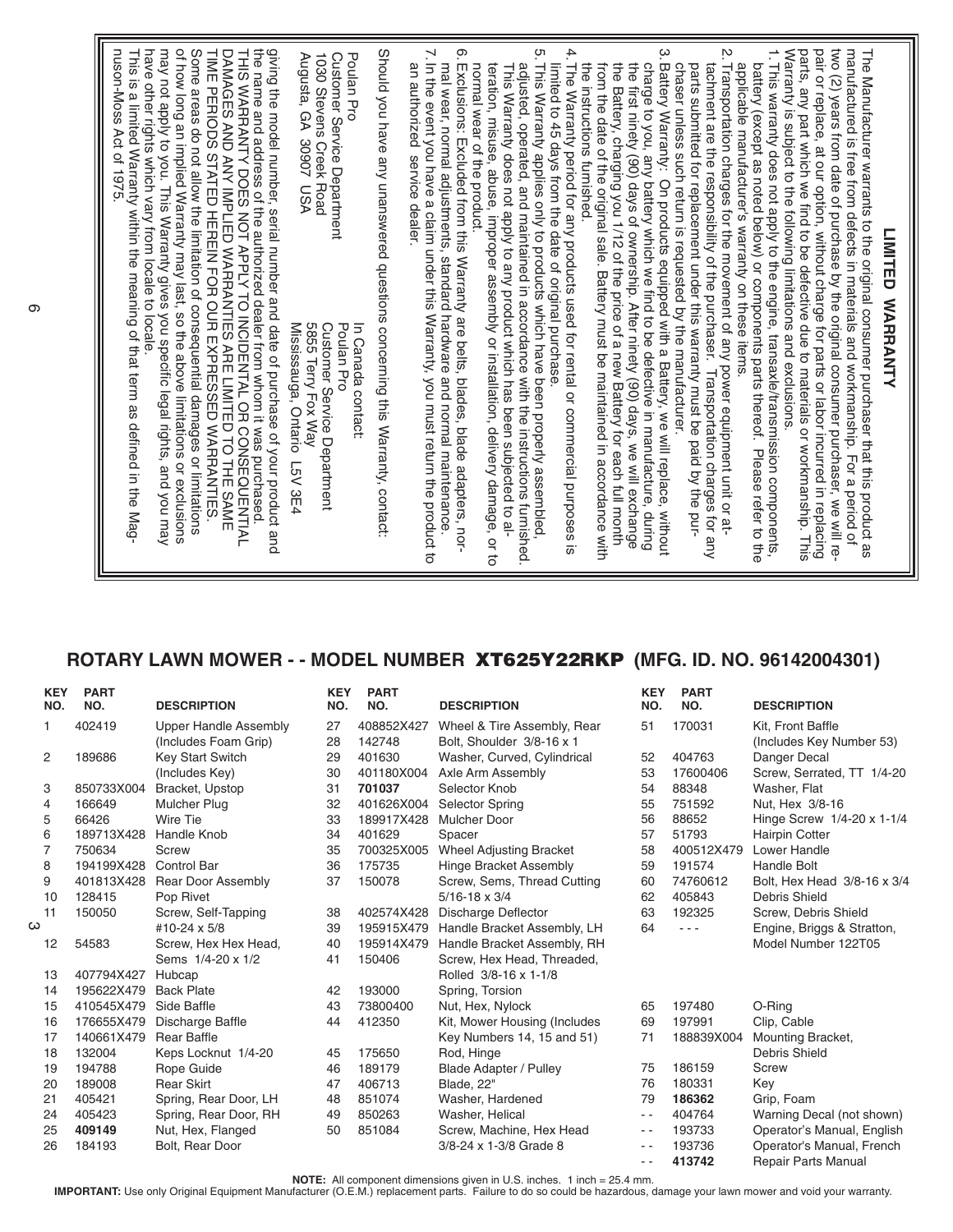## LIMITED WARRANTY

The Manufacturer warrants to the original consumer purchaser that this product as manufactured is free from defects in materials and workmanship. For a period of two (2) years from date of purchase by the original consumer purchaser, we will repair or replace, at our option, without charge for parts or labor incurred in replacing parts, any part which we find to be defective due to materials or workmanship. This Warranty is subject to the following limitations and exclusions.

1. This warranty does not apply to the engine, transaxle/transmission components, battery (except as noted below) or components parts thereof. Please refer to the applicable manufacturer's warranty on these items.
2. Transportation charges for the movement of any power equipment unit or attachment are the responsibility of the purchaser. Transportation charges for any parts submitted for replacement under this warranty must be paid by the purchaser unless such return is requested by the manufacturer.
3. Battery Warranty: On products equipped with a Battery, we will replace, without charge to you, any battery which we find to be defective in manufacture, during the first ninety (90) days of ownership. After ninety (90) days, we will exchange the Battery, charging you 1/12 of the price of a new Battery for each full month from the date of the original sale. Battery must be maintained in accordance with the instructions furnished.
4. The Warranty period for any products used for rental or commercial purposes is limited to 45 days from the date of original purchase.
5. This Warranty applies only to products which have been properly assembled, adjusted, operated, and maintained in accordance with the instructions furnished. This Warranty does not apply to any product which has been subjected to alteration, misuse, abuse, improper assembly or installation, delivery damage, or to normal wear of the product.
6. Exclusions: Excluded from this Warranty are belts, blades, blade adapters, normal wear, normal adjustments, standard hardware and normal maintenance.
7. In the event you have a claim under this Warranty, you must return the product to an authorized service dealer.

Should you have any unanswered questions concerning this Warranty, contact:

Poulan Pro
Customer Service Department
1030 Stevens Creek Road
Augusta, GA 30907 USA

In Canada contact:
Poulan Pro
Customer Service Department
5855 Terry Fox Way
Mississauga, Ontario L5V 3E4

giving the model number, serial number and date of purchase of your product and the name and address of the authorized dealer from whom it was purchased.

THIS WARRANTY DOES NOT APPLY TO INCIDENTAL OR CONSEQUENTIAL DAMAGES AND ANY IMPLIED WARRANTIES ARE LIMITED TO THE SAME TIME PERIODS STATED HEREIN FOR OUR EXPRESSED WARRANTIES.

Some areas do not allow the limitation of consequential damages or limitations of how long an implied Warranty may last, so the above limitations or exclusions may not apply to you. This Warranty gives you specific legal rights, and you may have other rights which vary from locale to locale.

This is a Limited Warranty within the meaning of that term as defined in the Magnuson-Moss Act of 1975.

## ROTARY LAWN MOWER - - MODEL NUMBER XT625Y22RKP (MFG. ID. NO. 96142004301)

| KEY NO. | PART NO. | DESCRIPTION |
|---|---|---|
| 1 | 402419 | Upper Handle Assembly (Includes Foam Grip) |
| 2 | 189686 | Key Start Switch (Includes Key) |
| 3 | 850733X004 | Bracket, Upstop |
| 4 | 166649 | Mulcher Plug |
| 5 | 66426 | Wire Tie |
| 6 | 189713X428 | Handle Knob |
| 7 | 750634 | Screw |
| 8 | 194199X428 | Control Bar |
| 9 | 401813X428 | Rear Door Assembly |
| 10 | 128415 | Pop Rivet |
| 11 | 150050 | Screw, Self-Tapping #10-24 x 5/8 |
| 12 | 54583 | Screw, Hex Hex Head, Sems 1/4-20 x 1/2 |
| 13 | 407794X427 | Hubcap |
| 14 | 195622X479 | Back Plate |
| 15 | 410545X479 | Side Baffle |
| 16 | 176655X479 | Discharge Baffle |
| 17 | 140661X479 | Rear Baffle |
| 18 | 132004 | Keps Locknut 1/4-20 |
| 19 | 194788 | Rope Guide |
| 20 | 189008 | Rear Skirt |
| 21 | 405421 | Spring, Rear Door, LH |
| 24 | 405423 | Spring, Rear Door, RH |
| 25 | **409149** | Nut, Hex, Flanged |
| 26 | 184193 | Bolt, Rear Door |
| 27 | 408852X427 | Wheel & Tire Assembly, Rear |
| 28 | 142748 | Bolt, Shoulder 3/8-16 x 1 |
| 29 | 401630 | Washer, Curved, Cylindrical |
| 30 | 401180X004 | Axle Arm Assembly |
| 31 | **701037** | Selector Knob |
| 32 | 401626X004 | Selector Spring |
| 33 | 189917X428 | Mulcher Door |
| 34 | 401629 | Spacer |
| 35 | 700325X005 | Wheel Adjusting Bracket |
| 36 | 175735 | Hinge Bracket Assembly |
| 37 | 150078 | Screw, Sems, Thread Cutting 5/16-18 x 3/4 |
| 38 | 402574X428 | Discharge Deflector |
| 39 | 195915X479 | Handle Bracket Assembly, LH |
| 40 | 195914X479 | Handle Bracket Assembly, RH |
| 41 | 150406 | Screw, Hex Head, Threaded, Rolled 3/8-16 x 1-1/8 |
| 42 | 193000 | Spring, Torsion |
| 43 | 73800400 | Nut, Hex, Nylock |
| 44 | 412350 | Kit, Mower Housing (Includes Key Numbers 14, 15 and 51) |
| 45 | 175650 | Rod, Hinge |
| 46 | 189179 | Blade Adapter / Pulley |
| 47 | 406713 | Blade, 22" |
| 48 | 851074 | Washer, Hardened |
| 49 | 850263 | Washer, Helical |
| 50 | 851084 | Screw, Machine, Hex Head 3/8-24 x 1-3/8 Grade 8 |
| 51 | 170031 | Kit, Front Baffle (Includes Key Number 53) |
| 52 | 404763 | Danger Decal |
| 53 | 17600406 | Screw, Serrated, TT 1/4-20 |
| 54 | 88348 | Washer, Flat |
| 55 | 751592 | Nut, Hex 3/8-16 |
| 56 | 88652 | Hinge Screw 1/4-20 x 1-1/4 |
| 57 | 51793 | Hairpin Cotter |
| 58 | 400512X479 | Lower Handle |
| 59 | 191574 | Handle Bolt |
| 60 | 74760612 | Bolt, Hex Head 3/8-16 x 3/4 |
| 62 | 405843 | Debris Shield |
| 63 | 192325 | Screw, Debris Shield |
| 64 | - - - | Engine, Briggs & Stratton, Model Number 122T05 |
| 65 | 197480 | O-Ring |
| 69 | 197991 | Clip, Cable |
| 71 | 188839X004 | Mounting Bracket, Debris Shield |
| 75 | 186159 | Screw |
| 76 | 180331 | Key |
| 79 | **186362** | Grip, Foam |
| - - | 404764 | Warning Decal (not shown) |
| - - | 193733 | Operator's Manual, English |
| - - | 193736 | Operator's Manual, French |
| - - | **413742** | Repair Parts Manual |

**NOTE:** All component dimensions given in U.S. inches. 1 inch = 25.4 mm.

**IMPORTANT:** Use only Original Equipment Manufacturer (O.E.M.) replacement parts. Failure to do so could be hazardous, damage your lawn mower and void your warranty.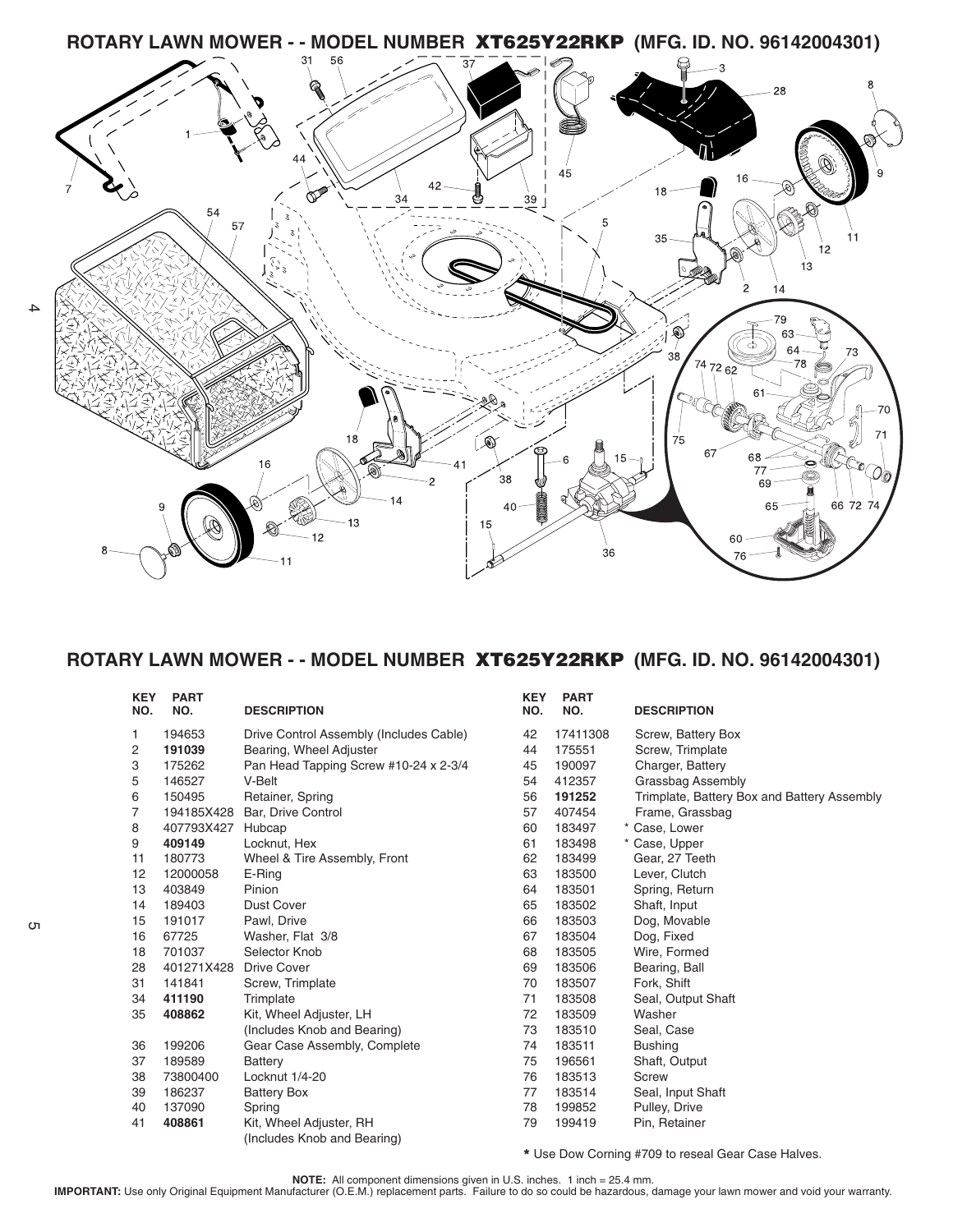## ROTARY LAWN MOWER - - MODEL NUMBER XT625Y22RKP (MFG. ID. NO. 96142004301)

1
2
3
5
6
7
8
9
11
12
13
14
15
16
18
28
31
34
35
36
37
38
39
40
41
42
44
45
54
56
57
60
61
62
63
64
65
66
67
68
69
70
71
72
73
74
75
76
77
78
79

## ROTARY LAWN MOWER - - MODEL NUMBER XT625Y22RKP (MFG. ID. NO. 96142004301)

| KEY NO. | PART NO. | DESCRIPTION |
|---|---|---|
| 1 | 194653 | Drive Control Assembly (Includes Cable) |
| 2 | **191039** | Bearing, Wheel Adjuster |
| 3 | 175262 | Pan Head Tapping Screw #10-24 x 2-3/4 |
| 5 | 146527 | V-Belt |
| 6 | 150495 | Retainer, Spring |
| 7 | 194185X428 | Bar, Drive Control |
| 8 | 407793X427 | Hubcap |
| 9 | **409149** | Locknut, Hex |
| 11 | 180773 | Wheel & Tire Assembly, Front |
| 12 | 12000058 | E-Ring |
| 13 | 403849 | Pinion |
| 14 | 189403 | Dust Cover |
| 15 | 191017 | Pawl, Drive |
| 16 | 67725 | Washer, Flat 3/8 |
| 18 | 701037 | Selector Knob |
| 28 | 401271X428 | Drive Cover |
| 31 | 141841 | Screw, Trimplate |
| 34 | **411190** | Trimplate |
| 35 | **408862** | Kit, Wheel Adjuster, LH (Includes Knob and Bearing) |
| 36 | 199206 | Gear Case Assembly, Complete |
| 37 | 189589 | Battery |
| 38 | 73800400 | Locknut 1/4-20 |
| 39 | 186237 | Battery Box |
| 40 | 137090 | Spring |
| 41 | **408861** | Kit, Wheel Adjuster, RH (Includes Knob and Bearing) |
| 42 | 17411308 | Screw, Battery Box |
| 44 | 175551 | Screw, Trimplate |
| 45 | 190097 | Charger, Battery |
| 54 | 412357 | Grassbag Assembly |
| 56 | **191252** | Trimplate, Battery Box and Battery Assembly |
| 57 | 407454 | Frame, Grassbag |
| 60 | 183497 | * Case, Lower |
| 61 | 183498 | * Case, Upper |
| 62 | 183499 | Gear, 27 Teeth |
| 63 | 183500 | Lever, Clutch |
| 64 | 183501 | Spring, Return |
| 65 | 183502 | Shaft, Input |
| 66 | 183503 | Dog, Movable |
| 67 | 183504 | Dog, Fixed |
| 68 | 183505 | Wire, Formed |
| 69 | 183506 | Bearing, Ball |
| 70 | 183507 | Fork, Shift |
| 71 | 183508 | Seal, Output Shaft |
| 72 | 183509 | Washer |
| 73 | 183510 | Seal, Case |
| 74 | 183511 | Bushing |
| 75 | 196561 | Shaft, Output |
| 76 | 183513 | Screw |
| 77 | 183514 | Seal, Input Shaft |
| 78 | 199852 | Pulley, Drive |
| 79 | 199419 | Pin, Retainer |

**\*** Use Dow Corning #709 to reseal Gear Case Halves.

**NOTE:** All component dimensions given in U.S. inches. 1 inch = 25.4 mm.

**IMPORTANT:** Use only Original Equipment Manufacturer (O.E.M.) replacement parts. Failure to do so could be hazardous, damage your lawn mower and void your warranty.